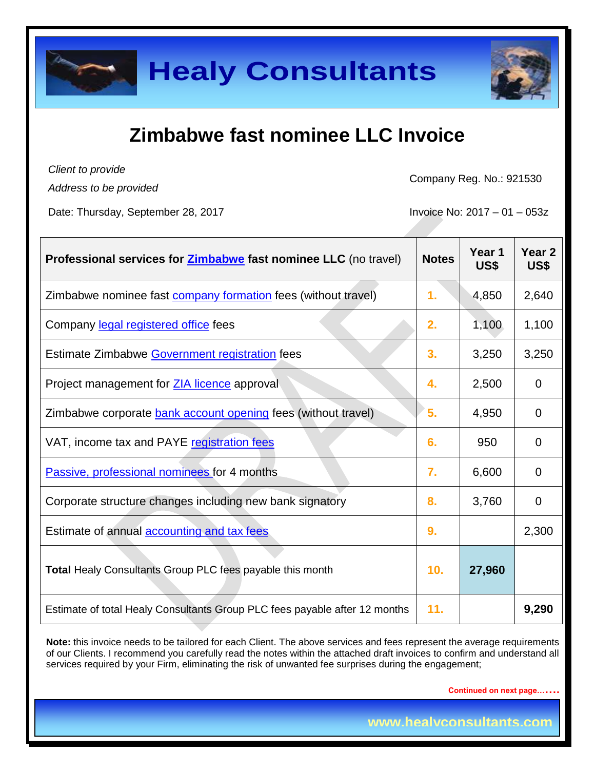# Healy Consultants

## Zimbabwe fast nominee LLC Invoice

*Client to provide*
*Address to be provided*

Company Reg. No.: 921530

Date: Thursday, September 28, 2017

Invoice No: 2017 – 01 – 053z

| **Professional services for Zimbabwe fast nominee LLC** (no travel) | **Notes** | **Year 1 US$** | **Year 2 US$** |
|---|---|---|---|
| Zimbabwe nominee fast company formation fees (without travel) | 1. | 4,850 | 2,640 |
| Company legal registered office fees | 2. | 1,100 | 1,100 |
| Estimate Zimbabwe Government registration fees | 3. | 3,250 | 3,250 |
| Project management for ZIA licence approval | 4. | 2,500 | 0 |
| Zimbabwe corporate bank account opening fees (without travel) | 5. | 4,950 | 0 |
| VAT, income tax and PAYE registration fees | 6. | 950 | 0 |
| Passive, professional nominees for 4 months | 7. | 6,600 | 0 |
| Corporate structure changes including new bank signatory | 8. | 3,760 | 0 |
| Estimate of annual accounting and tax fees | 9. | | 2,300 |
| **Total** Healy Consultants Group PLC fees payable this month | 10. | **27,960** | |
| Estimate of total Healy Consultants Group PLC fees payable after 12 months | 11. | | **9,290** |

**Note:** this invoice needs to be tailored for each Client. The above services and fees represent the average requirements of our Clients. I recommend you carefully read the notes within the attached draft invoices to confirm and understand all services required by your Firm, eliminating the risk of unwanted fee surprises during the engagement;

Continued on next page…….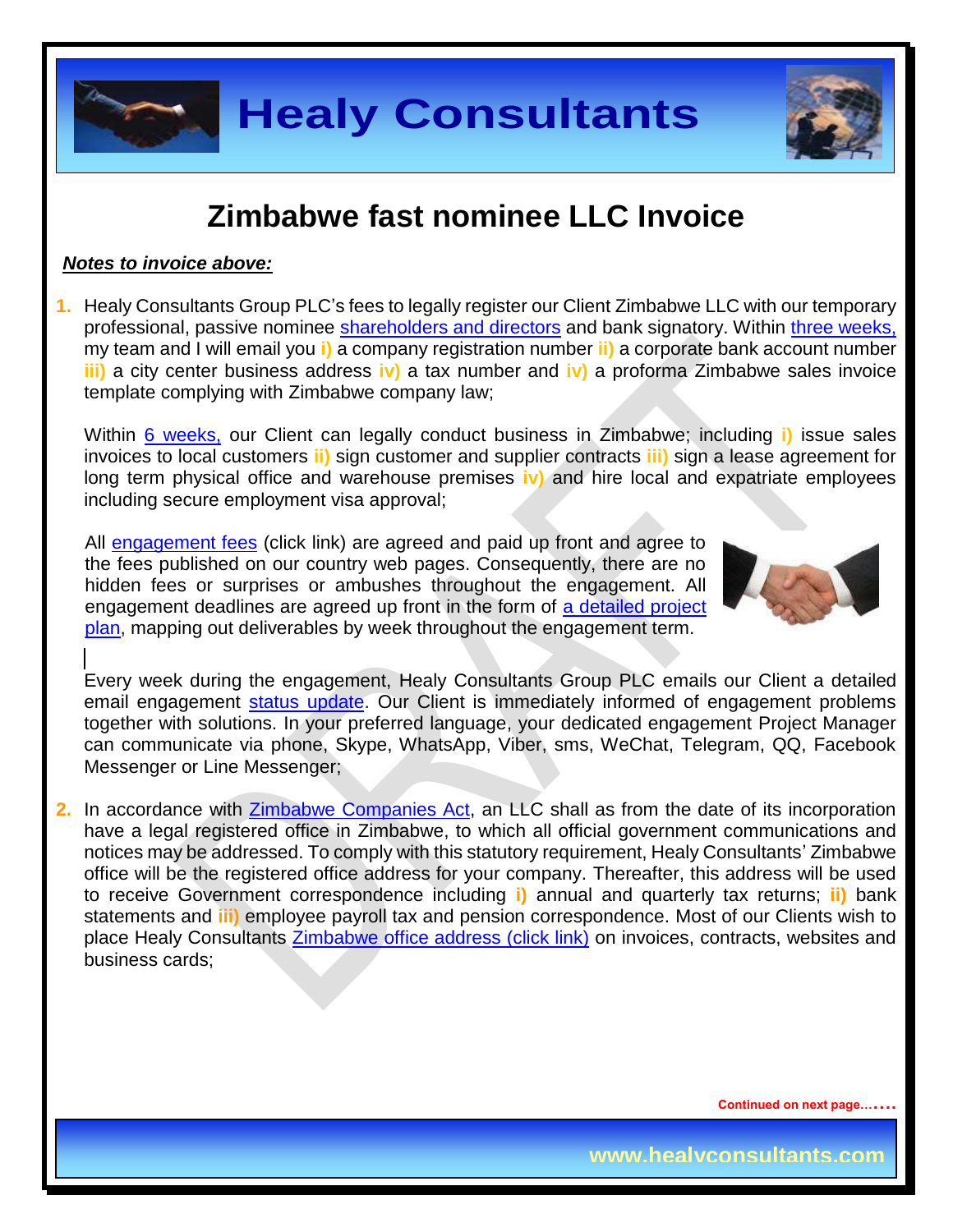# Zimbabwe fast nominee LLC Invoice

***Notes to invoice above:***

1. Healy Consultants Group PLC's fees to legally register our Client Zimbabwe LLC with our temporary professional, passive nominee shareholders and directors and bank signatory. Within three weeks, my team and I will email you **i)** a company registration number **ii)** a corporate bank account number **iii)** a city center business address **iv)** a tax number and **iv)** a proforma Zimbabwe sales invoice template complying with Zimbabwe company law;

   Within 6 weeks, our Client can legally conduct business in Zimbabwe; including **i)** issue sales invoices to local customers **ii)** sign customer and supplier contracts **iii)** sign a lease agreement for long term physical office and warehouse premises **iv)** and hire local and expatriate employees including secure employment visa approval;

   All engagement fees (click link) are agreed and paid up front and agree to the fees published on our country web pages. Consequently, there are no hidden fees or surprises or ambushes throughout the engagement. All engagement deadlines are agreed up front in the form of a detailed project plan, mapping out deliverables by week throughout the engagement term.

   Every week during the engagement, Healy Consultants Group PLC emails our Client a detailed email engagement status update. Our Client is immediately informed of engagement problems together with solutions. In your preferred language, your dedicated engagement Project Manager can communicate via phone, Skype, WhatsApp, Viber, sms, WeChat, Telegram, QQ, Facebook Messenger or Line Messenger;

2. In accordance with Zimbabwe Companies Act, an LLC shall as from the date of its incorporation have a legal registered office in Zimbabwe, to which all official government communications and notices may be addressed. To comply with this statutory requirement, Healy Consultants' Zimbabwe office will be the registered office address for your company. Thereafter, this address will be used to receive Government correspondence including **i)** annual and quarterly tax returns; **ii)** bank statements and **iii)** employee payroll tax and pension correspondence. Most of our Clients wish to place Healy Consultants Zimbabwe office address (click link) on invoices, contracts, websites and business cards;

Continued on next page…….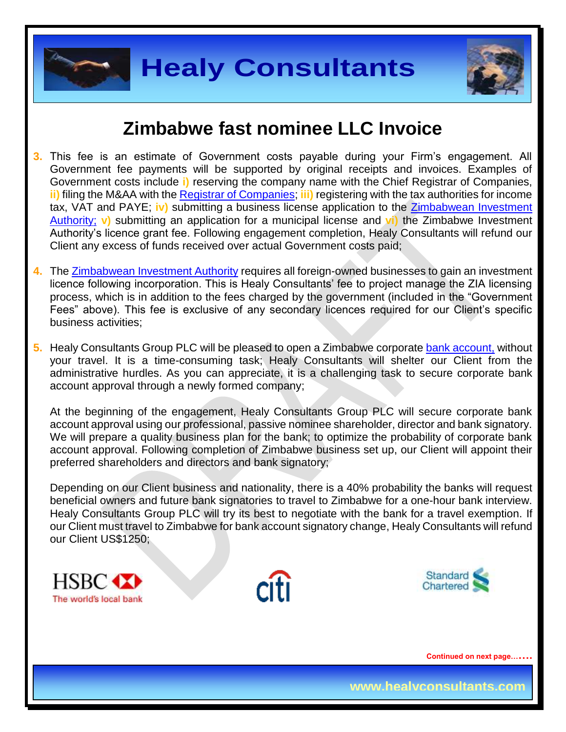## Zimbabwe fast nominee LLC Invoice

3. This fee is an estimate of Government costs payable during your Firm's engagement. All Government fee payments will be supported by original receipts and invoices. Examples of Government costs include **i)** reserving the company name with the Chief Registrar of Companies, **ii)** filing the M&AA with the Registrar of Companies; **iii)** registering with the tax authorities for income tax, VAT and PAYE; **iv)** submitting a business license application to the Zimbabwean Investment Authority; **v)** submitting an application for a municipal license and **vi)** the Zimbabwe Investment Authority's licence grant fee. Following engagement completion, Healy Consultants will refund our Client any excess of funds received over actual Government costs paid;

4. The Zimbabwean Investment Authority requires all foreign-owned businesses to gain an investment licence following incorporation. This is Healy Consultants' fee to project manage the ZIA licensing process, which is in addition to the fees charged by the government (included in the "Government Fees" above). This fee is exclusive of any secondary licences required for our Client's specific business activities;

5. Healy Consultants Group PLC will be pleased to open a Zimbabwe corporate bank account, without your travel. It is a time-consuming task; Healy Consultants will shelter our Client from the administrative hurdles. As you can appreciate, it is a challenging task to secure corporate bank account approval through a newly formed company;

   At the beginning of the engagement, Healy Consultants Group PLC will secure corporate bank account approval using our professional, passive nominee shareholder, director and bank signatory. We will prepare a quality business plan for the bank; to optimize the probability of corporate bank account approval. Following completion of Zimbabwe business set up, our Client will appoint their preferred shareholders and directors and bank signatory;

   Depending on our Client business and nationality, there is a 40% probability the banks will request beneficial owners and future bank signatories to travel to Zimbabwe for a one-hour bank interview. Healy Consultants Group PLC will try its best to negotiate with the bank for a travel exemption. If our Client must travel to Zimbabwe for bank account signatory change, Healy Consultants will refund our Client US$1250;

Continued on next page…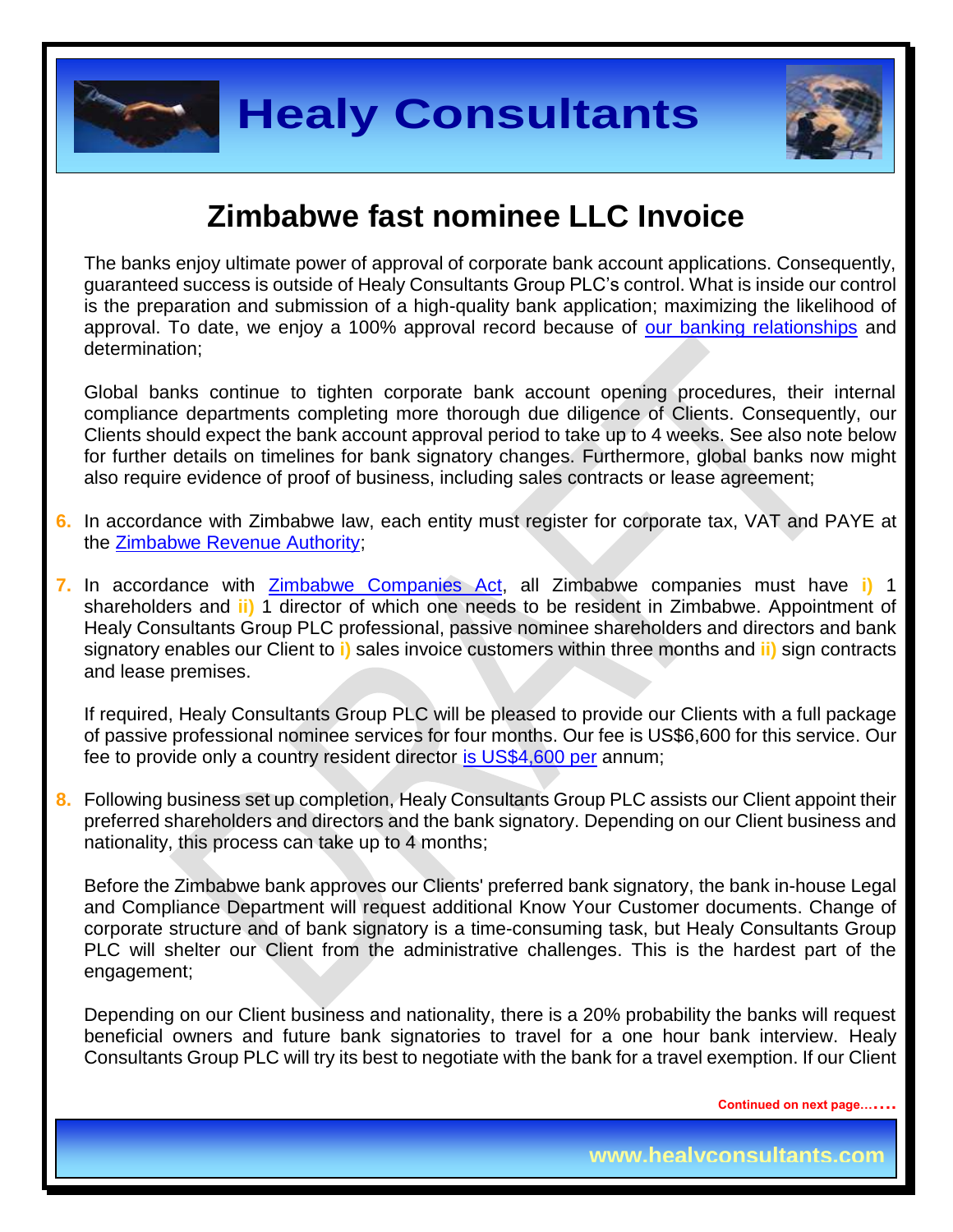# Zimbabwe fast nominee LLC Invoice

The banks enjoy ultimate power of approval of corporate bank account applications. Consequently, guaranteed success is outside of Healy Consultants Group PLC's control. What is inside our control is the preparation and submission of a high-quality bank application; maximizing the likelihood of approval. To date, we enjoy a 100% approval record because of [our banking relationships]() and determination;

Global banks continue to tighten corporate bank account opening procedures, their internal compliance departments completing more thorough due diligence of Clients. Consequently, our Clients should expect the bank account approval period to take up to 4 weeks. See also note below for further details on timelines for bank signatory changes. Furthermore, global banks now might also require evidence of proof of business, including sales contracts or lease agreement;

6. In accordance with Zimbabwe law, each entity must register for corporate tax, VAT and PAYE at the [Zimbabwe Revenue Authority]();

7. In accordance with [Zimbabwe Companies Act](), all Zimbabwe companies must have **i)** 1 shareholders and **ii)** 1 director of which one needs to be resident in Zimbabwe. Appointment of Healy Consultants Group PLC professional, passive nominee shareholders and directors and bank signatory enables our Client to **i)** sales invoice customers within three months and **ii)** sign contracts and lease premises.

   If required, Healy Consultants Group PLC will be pleased to provide our Clients with a full package of passive professional nominee services for four months. Our fee is US$6,600 for this service. Our fee to provide only a country resident director [is US$4,600 per]() annum;

8. Following business set up completion, Healy Consultants Group PLC assists our Client appoint their preferred shareholders and directors and the bank signatory. Depending on our Client business and nationality, this process can take up to 4 months;

   Before the Zimbabwe bank approves our Clients' preferred bank signatory, the bank in-house Legal and Compliance Department will request additional Know Your Customer documents. Change of corporate structure and of bank signatory is a time-consuming task, but Healy Consultants Group PLC will shelter our Client from the administrative challenges. This is the hardest part of the engagement;

   Depending on our Client business and nationality, there is a 20% probability the banks will request beneficial owners and future bank signatories to travel for a one hour bank interview. Healy Consultants Group PLC will try its best to negotiate with the bank for a travel exemption. If our Client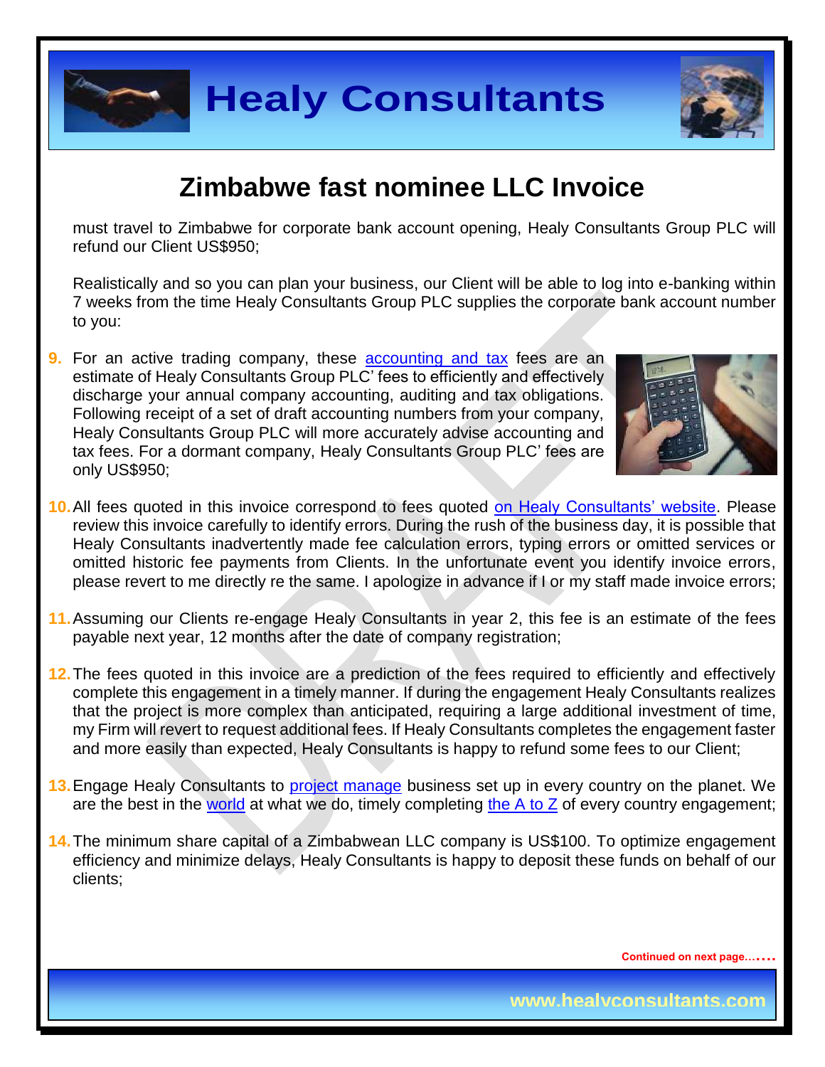# Zimbabwe fast nominee LLC Invoice

must travel to Zimbabwe for corporate bank account opening, Healy Consultants Group PLC will refund our Client US$950;

Realistically and so you can plan your business, our Client will be able to log into e-banking within 7 weeks from the time Healy Consultants Group PLC supplies the corporate bank account number to you:

9. For an active trading company, these accounting and tax fees are an estimate of Healy Consultants Group PLC' fees to efficiently and effectively discharge your annual company accounting, auditing and tax obligations. Following receipt of a set of draft accounting numbers from your company, Healy Consultants Group PLC will more accurately advise accounting and tax fees. For a dormant company, Healy Consultants Group PLC' fees are only US$950;

10. All fees quoted in this invoice correspond to fees quoted on Healy Consultants' website. Please review this invoice carefully to identify errors. During the rush of the business day, it is possible that Healy Consultants inadvertently made fee calculation errors, typing errors or omitted services or omitted historic fee payments from Clients. In the unfortunate event you identify invoice errors, please revert to me directly re the same. I apologize in advance if I or my staff made invoice errors;

11. Assuming our Clients re-engage Healy Consultants in year 2, this fee is an estimate of the fees payable next year, 12 months after the date of company registration;

12. The fees quoted in this invoice are a prediction of the fees required to efficiently and effectively complete this engagement in a timely manner. If during the engagement Healy Consultants realizes that the project is more complex than anticipated, requiring a large additional investment of time, my Firm will revert to request additional fees. If Healy Consultants completes the engagement faster and more easily than expected, Healy Consultants is happy to refund some fees to our Client;

13. Engage Healy Consultants to project manage business set up in every country on the planet. We are the best in the world at what we do, timely completing the A to Z of every country engagement;

14. The minimum share capital of a Zimbabwean LLC company is US$100. To optimize engagement efficiency and minimize delays, Healy Consultants is happy to deposit these funds on behalf of our clients;

Continued on next page…….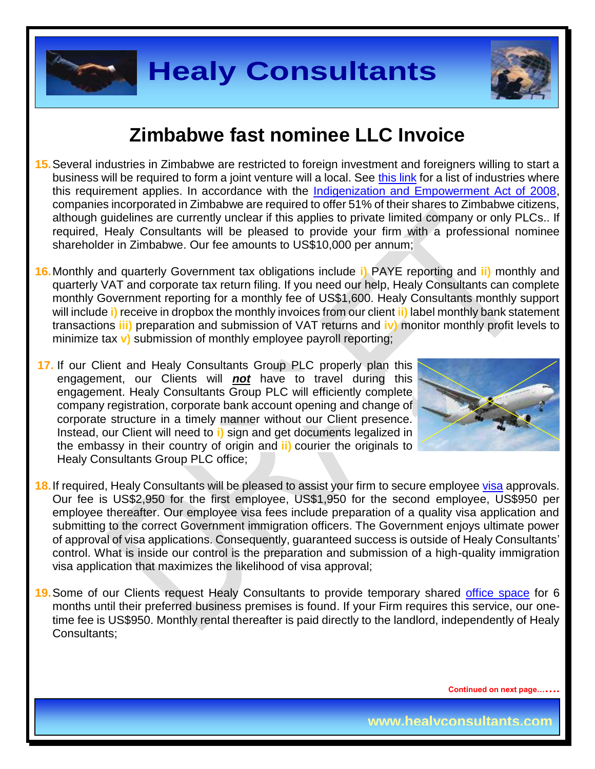# Zimbabwe fast nominee LLC Invoice

15. Several industries in Zimbabwe are restricted to foreign investment and foreigners willing to start a business will be required to form a joint venture will a local. See this link for a list of industries where this requirement applies. In accordance with the Indigenization and Empowerment Act of 2008, companies incorporated in Zimbabwe are required to offer 51% of their shares to Zimbabwe citizens, although guidelines are currently unclear if this applies to private limited company or only PLCs.. If required, Healy Consultants will be pleased to provide your firm with a professional nominee shareholder in Zimbabwe. Our fee amounts to US$10,000 per annum;

16. Monthly and quarterly Government tax obligations include **i)** PAYE reporting and **ii)** monthly and quarterly VAT and corporate tax return filing. If you need our help, Healy Consultants can complete monthly Government reporting for a monthly fee of US$1,600. Healy Consultants monthly support will include **i)** receive in dropbox the monthly invoices from our client **ii)** label monthly bank statement transactions **iii)** preparation and submission of VAT returns and **iv)** monitor monthly profit levels to minimize tax **v)** submission of monthly employee payroll reporting;

17. If our Client and Healy Consultants Group PLC properly plan this engagement, our Clients will ***not*** have to travel during this engagement. Healy Consultants Group PLC will efficiently complete company registration, corporate bank account opening and change of corporate structure in a timely manner without our Client presence. Instead, our Client will need to **i)** sign and get documents legalized in the embassy in their country of origin and **ii)** courier the originals to Healy Consultants Group PLC office;

18. If required, Healy Consultants will be pleased to assist your firm to secure employee visa approvals. Our fee is US$2,950 for the first employee, US$1,950 for the second employee, US$950 per employee thereafter. Our employee visa fees include preparation of a quality visa application and submitting to the correct Government immigration officers. The Government enjoys ultimate power of approval of visa applications. Consequently, guaranteed success is outside of Healy Consultants' control. What is inside our control is the preparation and submission of a high-quality immigration visa application that maximizes the likelihood of visa approval;

19. Some of our Clients request Healy Consultants to provide temporary shared office space for 6 months until their preferred business premises is found. If your Firm requires this service, our one-time fee is US$950. Monthly rental thereafter is paid directly to the landlord, independently of Healy Consultants;

Continued on next page…….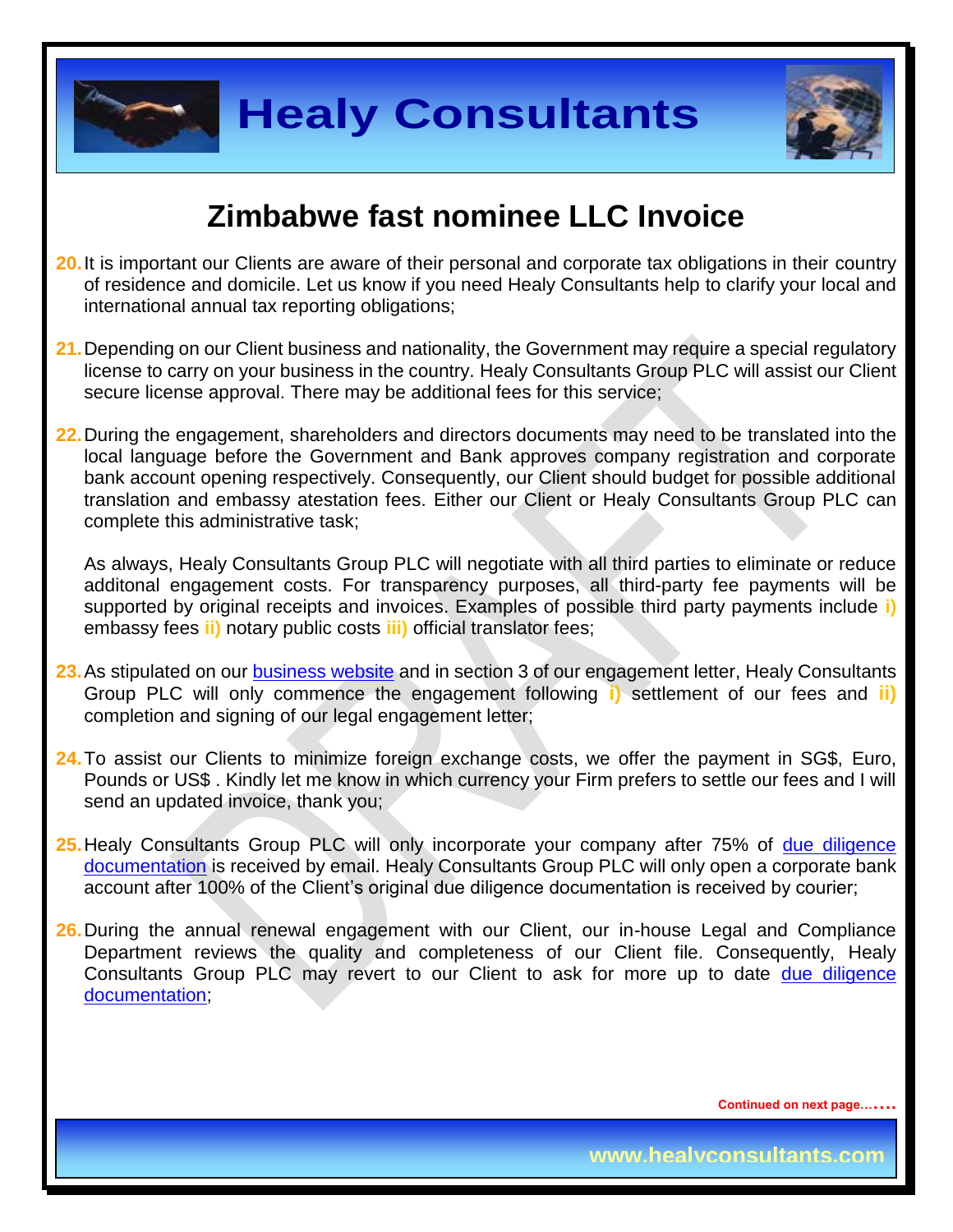# Zimbabwe fast nominee LLC Invoice

20. It is important our Clients are aware of their personal and corporate tax obligations in their country of residence and domicile. Let us know if you need Healy Consultants help to clarify your local and international annual tax reporting obligations;

21. Depending on our Client business and nationality, the Government may require a special regulatory license to carry on your business in the country. Healy Consultants Group PLC will assist our Client secure license approval. There may be additional fees for this service;

22. During the engagement, shareholders and directors documents may need to be translated into the local language before the Government and Bank approves company registration and corporate bank account opening respectively. Consequently, our Client should budget for possible additional translation and embassy atestation fees. Either our Client or Healy Consultants Group PLC can complete this administrative task;

    As always, Healy Consultants Group PLC will negotiate with all third parties to eliminate or reduce additonal engagement costs. For transparency purposes, all third-party fee payments will be supported by original receipts and invoices. Examples of possible third party payments include **i)** embassy fees **ii)** notary public costs **iii)** official translator fees;

23. As stipulated on our [business website]() and in section 3 of our engagement letter, Healy Consultants Group PLC will only commence the engagement following **i)** settlement of our fees and **ii)** completion and signing of our legal engagement letter;

24. To assist our Clients to minimize foreign exchange costs, we offer the payment in SG$, Euro, Pounds or US$ . Kindly let me know in which currency your Firm prefers to settle our fees and I will send an updated invoice, thank you;

25. Healy Consultants Group PLC will only incorporate your company after 75% of [due diligence documentation]() is received by email. Healy Consultants Group PLC will only open a corporate bank account after 100% of the Client's original due diligence documentation is received by courier;

26. During the annual renewal engagement with our Client, our in-house Legal and Compliance Department reviews the quality and completeness of our Client file. Consequently, Healy Consultants Group PLC may revert to our Client to ask for more up to date [due diligence documentation]();

Continued on next page…….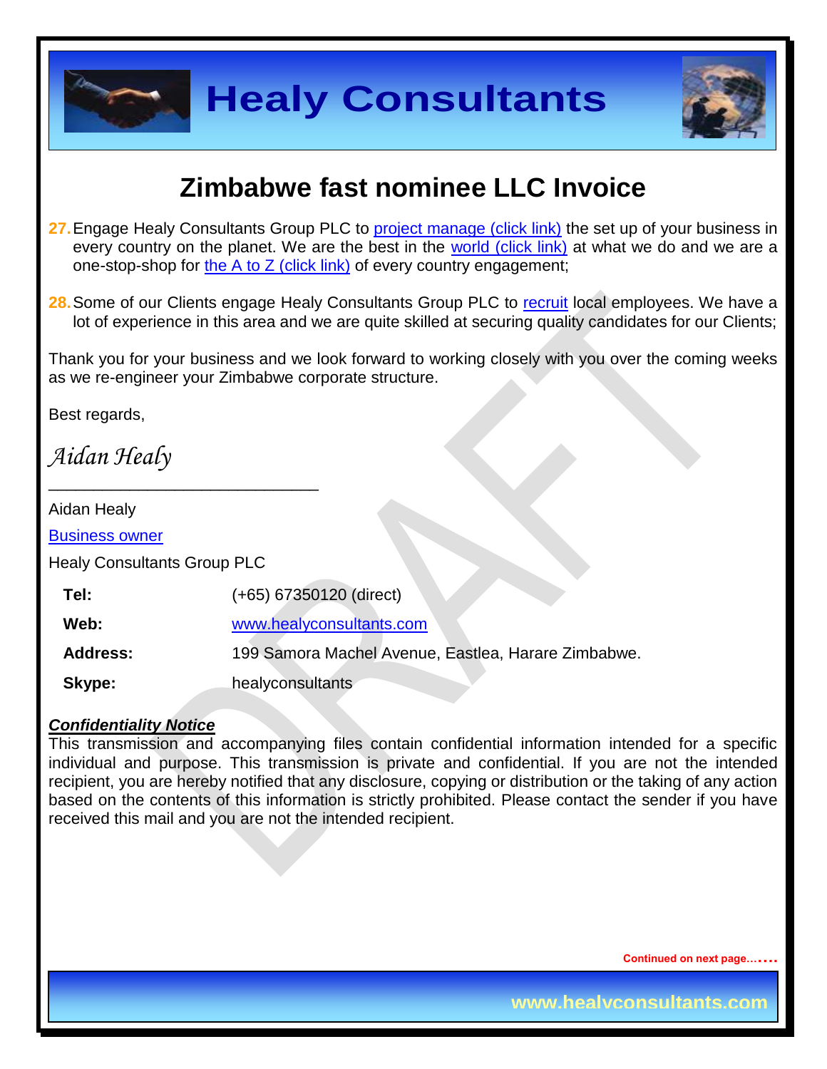# Zimbabwe fast nominee LLC Invoice

27. Engage Healy Consultants Group PLC to project manage (click link) the set up of your business in every country on the planet. We are the best in the world (click link) at what we do and we are a one-stop-shop for the A to Z (click link) of every country engagement;

28. Some of our Clients engage Healy Consultants Group PLC to recruit local employees. We have a lot of experience in this area and we are quite skilled at securing quality candidates for our Clients;

Thank you for your business and we look forward to working closely with you over the coming weeks as we re-engineer your Zimbabwe corporate structure.

Best regards,

*Aidan Healy*

______________________________

Aidan Healy

Business owner

Healy Consultants Group PLC

| | |
|---|---|
| **Tel:** | (+65) 67350120 (direct) |
| **Web:** | www.healyconsultants.com |
| **Address:** | 199 Samora Machel Avenue, Eastlea, Harare Zimbabwe. |
| **Skype:** | healyconsultants |

***Confidentiality Notice***

This transmission and accompanying files contain confidential information intended for a specific individual and purpose. This transmission is private and confidential. If you are not the intended recipient, you are hereby notified that any disclosure, copying or distribution or the taking of any action based on the contents of this information is strictly prohibited. Please contact the sender if you have received this mail and you are not the intended recipient.